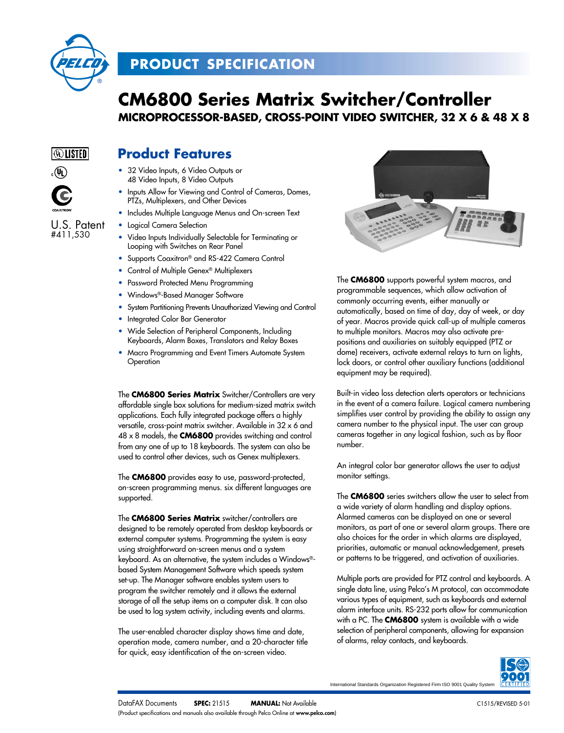# PRODUCT SPECIFICATION

# CM6800 Series Matrix Switcher/Controller

## MICROPROCESSOR-BASED, CROSS-POINT VIDEO SWITCHER, 32 X 6 & 48 X 8

U.S. Patent #411,530

## Product Features

- 32 Video Inputs, 6 Video Outputs or 48 Video Inputs, 8 Video Outputs
- Inputs Allow for Viewing and Control of Cameras, Domes, PTZs, Multiplexers, and Other Devices
- Includes Multiple Language Menus and On-screen Text
- Logical Camera Selection
- Video Inputs Individually Selectable for Terminating or Looping with Switches on Rear Panel
- Supports Coaxitron® and RS-422 Camera Control
- Control of Multiple Genex® Multiplexers
- Password Protected Menu Programming
- Windows®-Based Manager Software
- System Partitioning Prevents Unauthorized Viewing and Control
- Integrated Color Bar Generator
- Wide Selection of Peripheral Components, Including Keyboards, Alarm Boxes, Translators and Relay Boxes
- Macro Programming and Event Timers Automate System Operation

The **CM6800 Series Matrix** Switcher/Controllers are very affordable single box solutions for medium-sized matrix switch applications. Each fully integrated package offers a highly versatile, cross-point matrix switcher. Available in 32 x 6 and 48 x 8 models, the **CM6800** provides switching and control from any one of up to 18 keyboards. The system can also be used to control other devices, such as Genex multiplexers.

The **CM6800** provides easy to use, password-protected, on-screen programming menus. six different languages are supported.

The **CM6800 Series Matrix** switcher/controllers are designed to be remotely operated from desktop keyboards or external computer systems. Programming the system is easy using straightforward on-screen menus and a system keyboard. As an alternative, the system includes a Windows®-based System Management Software which speeds system set-up. The Manager software enables system users to program the switcher remotely and it allows the external storage of all the setup items on a computer disk. It can also be used to log system activity, including events and alarms.

The user-enabled character display shows time and date, operation mode, camera number, and a 20-character title for quick, easy identification of the on-screen video.

The **CM6800** supports powerful system macros, and programmable sequences, which allow activation of commonly occurring events, either manually or automatically, based on time of day, day of week, or day of year. Macros provide quick call-up of multiple cameras to multiple monitors. Macros may also activate pre-positions and auxiliaries on suitably equipped (PTZ or dome) receivers, activate external relays to turn on lights, lock doors, or control other auxiliary functions (additional equipment may be required).

Built-in video loss detection alerts operators or technicians in the event of a camera failure. Logical camera numbering simplifies user control by providing the ability to assign any camera number to the physical input. The user can group cameras together in any logical fashion, such as by floor number.

An integral color bar generator allows the user to adjust monitor settings.

The **CM6800** series switchers allow the user to select from a wide variety of alarm handling and display options. Alarmed cameras can be displayed on one or several monitors, as part of one or several alarm groups. There are also choices for the order in which alarms are displayed, priorities, automatic or manual acknowledgement, presets or patterns to be triggered, and activation of auxiliaries.

Multiple ports are provided for PTZ control and keyboards. A single data line, using Pelco's M protocol, can accommodate various types of equipment, such as keyboards and external alarm interface units. RS-232 ports allow for communication with a PC. The **CM6800** system is available with a wide selection of peripheral components, allowing for expansion of alarms, relay contacts, and keyboards.

International Standards Organization Registered Firm ISO 9001 Quality System

DataFAX Documents **SPEC:** 21515 **MANUAL:** Not Available C1515/REVISED 5-01

(Product specifications and manuals also available through Pelco Online at **www.pelco.com**)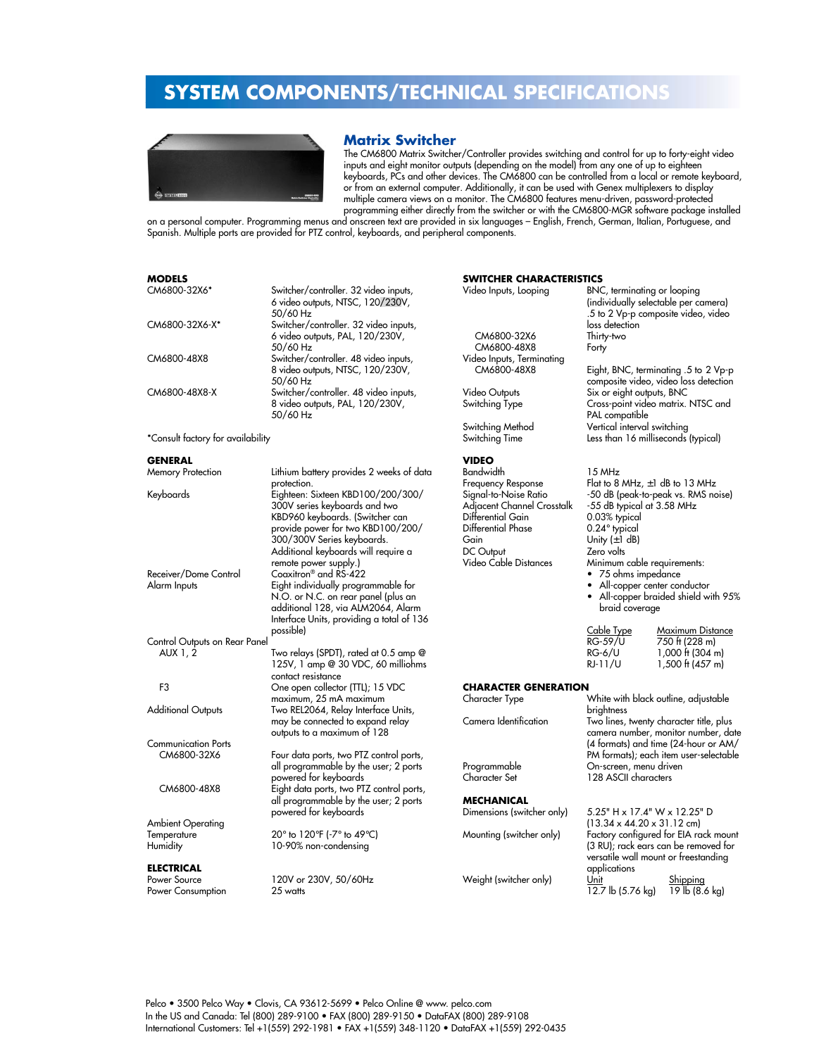# SYSTEM COMPONENTS/TECHNICAL SPECIFICATIONS

## Matrix Switcher

The CM6800 Matrix Switcher/Controller provides switching and control for up to forty-eight video inputs and eight monitor outputs (depending on the model) from any one of up to eighteen keyboards, PCs and other devices. The CM6800 can be controlled from a local or remote keyboard, or from an external computer. Additionally, it can be used with Genex multiplexers to display multiple camera views on a monitor. The CM6800 features menu-driven, password-protected programming either directly from the switcher or with the CM6800-MGR software package installed on a personal computer. Programming menus and onscreen text are provided in six languages – English, French, German, Italian, Portuguese, and Spanish. Multiple ports are provided for PTZ control, keyboards, and peripheral components.

### MODELS

| | |
|---|---|
| CM6800-32X6* | Switcher/controller. 32 video inputs, 6 video outputs, NTSC, 120/230V, 50/60 Hz |
| CM6800-32X6-X* | Switcher/controller. 32 video inputs, 6 video outputs, PAL, 120/230V, 50/60 Hz |
| CM6800-48X8 | Switcher/controller. 48 video inputs, 8 video outputs, NTSC, 120/230V, 50/60 Hz |
| CM6800-48X8-X | Switcher/controller. 48 video inputs, 8 video outputs, PAL, 120/230V, 50/60 Hz |

*Consult factory for availability

### GENERAL

| | |
|---|---|
| Memory Protection | Lithium battery provides 2 weeks of data protection. |
| Keyboards | Eighteen: Sixteen KBD100/200/300/300V series keyboards and two KBD960 keyboards. (Switcher can provide power for two KBD100/200/300/300V Series keyboards. Additional keyboards will require a remote power supply.) |
| Receiver/Dome Control | Coaxitron® and RS-422 |
| Alarm Inputs | Eight individually programmable for N.O. or N.C. on rear panel (plus an additional 128, via ALM2064, Alarm Interface Units, providing a total of 136 possible) |
| Control Outputs on Rear Panel | |
| AUX 1, 2 | Two relays (SPDT), rated at 0.5 amp @ 125V, 1 amp @ 30 VDC, 60 milliohms contact resistance |
| F3 | One open collector (TTL); 15 VDC maximum, 25 mA maximum |
| Additional Outputs | Two REL2064, Relay Interface Units, may be connected to expand relay outputs to a maximum of 128 |
| Communication Ports | |
| CM6800-32X6 | Four data ports, two PTZ control ports, all programmable by the user; 2 ports powered for keyboards |
| CM6800-48X8 | Eight data ports, two PTZ control ports, all programmable by the user; 2 ports powered for keyboards |
| Ambient Operating | |
| Temperature | 20° to 120°F (-7° to 49°C) |
| Humidity | 10-90% non-condensing |

### ELECTRICAL

| | |
|---|---|
| Power Source | 120V or 230V, 50/60Hz |
| Power Consumption | 25 watts |

### SWITCHER CHARACTERISTICS

| | |
|---|---|
| Video Inputs, Looping | BNC, terminating or looping (individually selectable per camera) .5 to 2 Vp-p composite video, video loss detection |
| CM6800-32X6 | Thirty-two |
| CM6800-48X8 | Forty |
| Video Inputs, Terminating | |
| CM6800-48X8 | Eight, BNC, terminating .5 to 2 Vp-p composite video, video loss detection |
| Video Outputs | Six or eight outputs, BNC |
| Switching Type | Cross-point video matrix. NTSC and PAL compatible |
| Switching Method | Vertical interval switching |
| Switching Time | Less than 16 milliseconds (typical) |

### VIDEO

| | |
|---|---|
| Bandwidth | 15 MHz |
| Frequency Response | Flat to 8 MHz, ±1 dB to 13 MHz |
| Signal-to-Noise Ratio | -50 dB (peak-to-peak vs. RMS noise) |
| Adjacent Channel Crosstalk | -55 dB typical at 3.58 MHz |
| Differential Gain | 0.03% typical |
| Differential Phase | 0.24° typical |
| Gain | Unity (±1 dB) |
| DC Output | Zero volts |
| Video Cable Distances | Minimum cable requirements: |

- 75 ohms impedance
- All-copper center conductor
- All-copper braided shield with 95% braid coverage

| Cable Type | Maximum Distance |
|---|---|
| RG-59/U | 750 ft (228 m) |
| RG-6/U | 1,000 ft (304 m) |
| RJ-11/U | 1,500 ft (457 m) |

### CHARACTER GENERATION

| | |
|---|---|
| Character Type | White with black outline, adjustable brightness |
| Camera Identification | Two lines, twenty character title, plus camera number, monitor number, date (4 formats) and time (24-hour or AM/PM formats); each item user-selectable |
| Programmable | On-screen, menu driven |
| Character Set | 128 ASCII characters |

### MECHANICAL

| | |
|---|---|
| Dimensions (switcher only) | 5.25" H x 17.4" W x 12.25" D (13.34 x 44.20 x 31.12 cm) |
| Mounting (switcher only) | Factory configured for EIA rack mount (3 RU); rack ears can be removed for versatile wall mount or freestanding applications |

| Weight (switcher only) | Unit | Shipping |
|---|---|---|
| | 12.7 lb (5.76 kg) | 19 lb (8.6 kg) |

Pelco • 3500 Pelco Way • Clovis, CA 93612-5699 • Pelco Online @ www. pelco.com
In the US and Canada: Tel (800) 289-9100 • FAX (800) 289-9150 • DataFAX (800) 289-9108
International Customers: Tel +1(559) 292-1981 • FAX +1(559) 348-1120 • DataFAX +1(559) 292-0435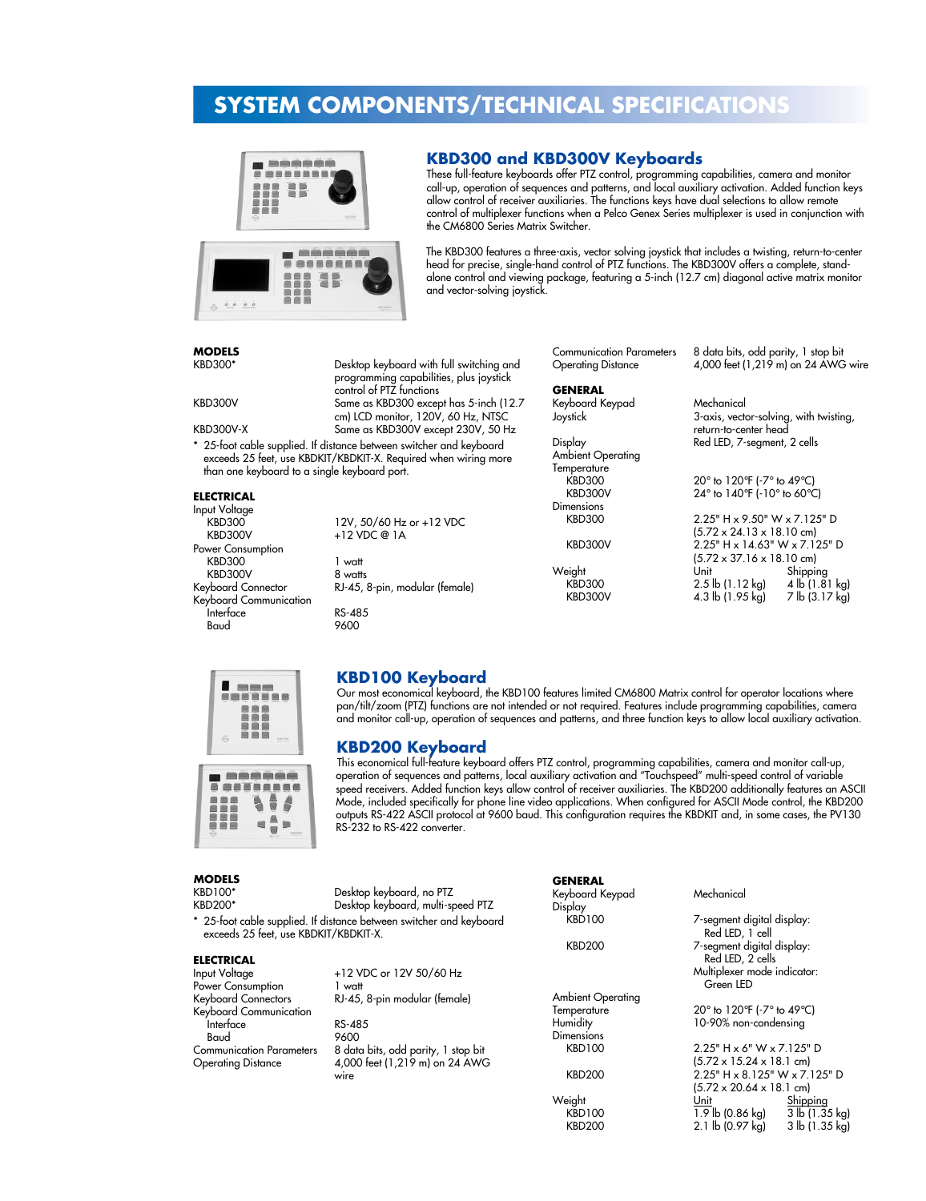# SYSTEM COMPONENTS/TECHNICAL SPECIFICATIONS

## KBD300 and KBD300V Keyboards

These full-feature keyboards offer PTZ control, programming capabilities, camera and monitor call-up, operation of sequences and patterns, and local auxiliary activation. Added function keys allow control of receiver auxiliaries. The functions keys have dual selections to allow remote control of multiplexer functions when a Pelco Genex Series multiplexer is used in conjunction with the CM6800 Series Matrix Switcher.

The KBD300 features a three-axis, vector solving joystick that includes a twisting, return-to-center head for precise, single-hand control of PTZ functions. The KBD300V offers a complete, stand-alone control and viewing package, featuring a 5-inch (12.7 cm) diagonal active matrix monitor and vector-solving joystick.

### MODELS

| | |
|---|---|
| KBD300* | Desktop keyboard with full switching and programming capabilities, plus joystick control of PTZ functions |
| KBD300V | Same as KBD300 except has 5-inch (12.7 cm) LCD monitor, 120V, 60 Hz, NTSC |
| KBD300V-X | Same as KBD300V except 230V, 50 Hz |

\* 25-foot cable supplied. If distance between switcher and keyboard exceeds 25 feet, use KBDKIT/KBDKIT-X. Required when wiring more than one keyboard to a single keyboard port.

### ELECTRICAL

| | |
|---|---|
| Input Voltage | |
| KBD300 | 12V, 50/60 Hz or +12 VDC |
| KBD300V | +12 VDC @ 1A |
| Power Consumption | |
| KBD300 | 1 watt |
| KBD300V | 8 watts |
| Keyboard Connector | RJ-45, 8-pin, modular (female) |
| Keyboard Communication | |
| Interface | RS-485 |
| Baud | 9600 |
| Communication Parameters | 8 data bits, odd parity, 1 stop bit |
| Operating Distance | 4,000 feet (1,219 m) on 24 AWG wire |

### GENERAL

| | | |
|---|---|---|
| Keyboard Keypad | Mechanical | |
| Joystick | 3-axis, vector-solving, with twisting, return-to-center head | |
| Display | Red LED, 7-segment, 2 cells | |
| Ambient Operating Temperature | | |
| KBD300 | 20° to 120°F (-7° to 49°C) | |
| KBD300V | 24° to 140°F (-10° to 60°C) | |
| Dimensions | | |
| KBD300 | 2.25" H x 9.50" W x 7.125" D (5.72 x 24.13 x 18.10 cm) | |
| KBD300V | 2.25" H x 14.63" W x 7.125" D (5.72 x 37.16 x 18.10 cm) | |
| Weight | Unit | Shipping |
| KBD300 | 2.5 lb (1.12 kg) | 4 lb (1.81 kg) |
| KBD300V | 4.3 lb (1.95 kg) | 7 lb (3.17 kg) |

## KBD100 Keyboard

Our most economical keyboard, the KBD100 features limited CM6800 Matrix control for operator locations where pan/tilt/zoom (PTZ) functions are not intended or not required. Features include programming capabilities, camera and monitor call-up, operation of sequences and patterns, and three function keys to allow local auxiliary activation.

## KBD200 Keyboard

This economical full-feature keyboard offers PTZ control, programming capabilities, camera and monitor call-up, operation of sequences and patterns, local auxiliary activation and "Touchspeed" multi-speed control of variable speed receivers. Added function keys allow control of receiver auxiliaries. The KBD200 additionally features an ASCII Mode, included specifically for phone line video applications. When configured for ASCII Mode control, the KBD200 outputs RS-422 ASCII protocol at 9600 baud. This configuration requires the KBDKIT and, in some cases, the PV130 RS-232 to RS-422 converter.

### MODELS

| | |
|---|---|
| KBD100* | Desktop keyboard, no PTZ |
| KBD200* | Desktop keyboard, multi-speed PTZ |

\* 25-foot cable supplied. If distance between switcher and keyboard exceeds 25 feet, use KBDKIT/KBDKIT-X.

### ELECTRICAL

| | |
|---|---|
| Input Voltage | +12 VDC or 12V 50/60 Hz |
| Power Consumption | 1 watt |
| Keyboard Connectors | RJ-45, 8-pin modular (female) |
| Keyboard Communication | |
| Interface | RS-485 |
| Baud | 9600 |
| Communication Parameters | 8 data bits, odd parity, 1 stop bit |
| Operating Distance | 4,000 feet (1,219 m) on 24 AWG wire |

### GENERAL

| | | |
|---|---|---|
| Keyboard Keypad | Mechanical | |
| Display | | |
| KBD100 | 7-segment digital display: Red LED, 1 cell | |
| KBD200 | 7-segment digital display: Red LED, 2 cells; Multiplexer mode indicator: Green LED | |
| Ambient Operating Temperature | 20° to 120°F (-7° to 49°C) | |
| Humidity | 10-90% non-condensing | |
| Dimensions | | |
| KBD100 | 2.25" H x 6" W x 7.125" D (5.72 x 15.24 x 18.1 cm) | |
| KBD200 | 2.25" H x 8.125" W x 7.125" D (5.72 x 20.64 x 18.1 cm) | |
| Weight | Unit | Shipping |
| KBD100 | 1.9 lb (0.86 kg) | 3 lb (1.35 kg) |
| KBD200 | 2.1 lb (0.97 kg) | 3 lb (1.35 kg) |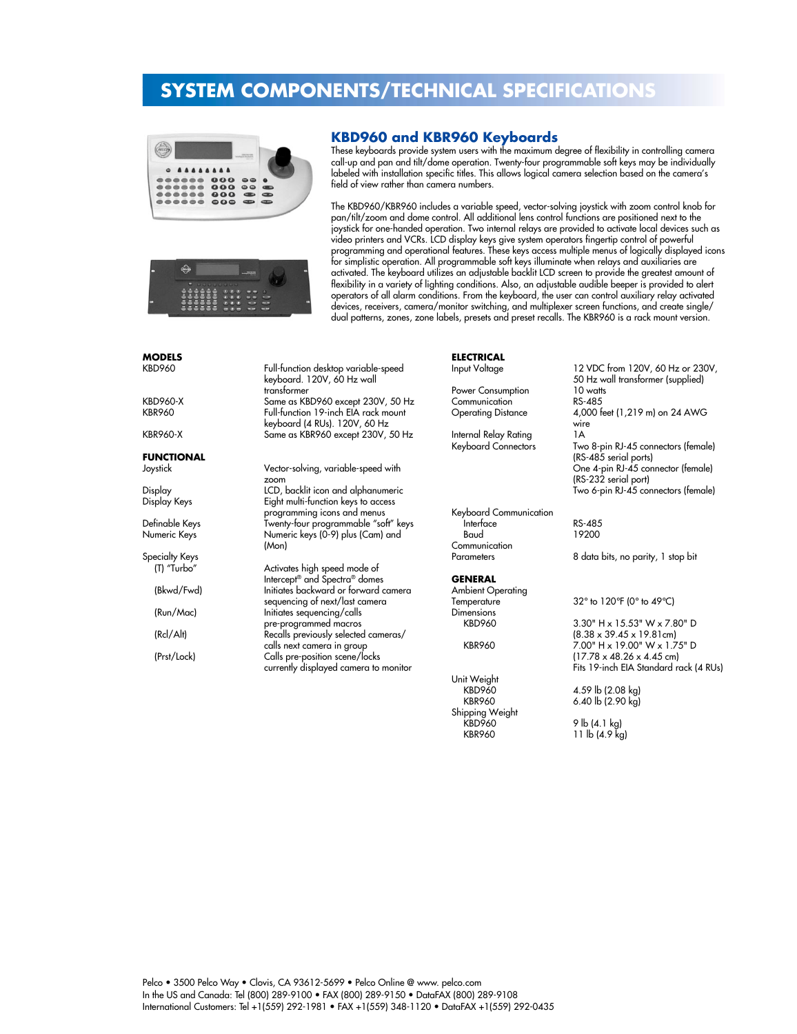# SYSTEM COMPONENTS/TECHNICAL SPECIFICATIONS

## KBD960 and KBR960 Keyboards

These keyboards provide system users with the maximum degree of flexibility in controlling camera call-up and pan and tilt/dome operation. Twenty-four programmable soft keys may be individually labeled with installation specific titles. This allows logical camera selection based on the camera's field of view rather than camera numbers.

The KBD960/KBR960 includes a variable speed, vector-solving joystick with zoom control knob for pan/tilt/zoom and dome control. All additional lens control functions are positioned next to the joystick for one-handed operation. Two internal relays are provided to activate local devices such as video printers and VCRs. LCD display keys give system operators fingertip control of powerful programming and operational features. These keys access multiple menus of logically displayed icons for simplistic operation. All programmable soft keys illuminate when relays and auxiliaries are activated. The keyboard utilizes an adjustable backlit LCD screen to provide the greatest amount of flexibility in a variety of lighting conditions. Also, an adjustable audible beeper is provided to alert operators of all alarm conditions. From the keyboard, the user can control auxiliary relay activated devices, receivers, camera/monitor switching, and multiplexer screen functions, and create single/dual patterns, zones, zone labels, presets and preset recalls. The KBR960 is a rack mount version.

**MODELS**

| | |
|---|---|
| KBD960 | Full-function desktop variable-speed keyboard. 120V, 60 Hz wall transformer |
| KBD960-X | Same as KBD960 except 230V, 50 Hz |
| KBR960 | Full-function 19-inch EIA rack mount keyboard (4 RUs). 120V, 60 Hz |
| KBR960-X | Same as KBR960 except 230V, 50 Hz |

**FUNCTIONAL**

| | |
|---|---|
| Joystick | Vector-solving, variable-speed with zoom |
| Display | LCD, backlit icon and alphanumeric |
| Display Keys | Eight multi-function keys to access programming icons and menus |
| Definable Keys | Twenty-four programmable "soft" keys |
| Numeric Keys | Numeric keys (0-9) plus (Cam) and (Mon) |
| Specialty Keys | |
| (T) "Turbo" | Activates high speed mode of Intercept® and Spectra® domes |
| (Bkwd/Fwd) | Initiates backward or forward camera sequencing of next/last camera |
| (Run/Mac) | Initiates sequencing/calls pre-programmed macros |
| (Rcl/Alt) | Recalls previously selected cameras/calls next camera in group |
| (Prst/Lock) | Calls pre-position scene/locks currently displayed camera to monitor |

**ELECTRICAL**

| | |
|---|---|
| Input Voltage | 12 VDC from 120V, 60 Hz or 230V, 50 Hz wall transformer (supplied) |
| Power Consumption | 10 watts |
| Communication | RS-485 |
| Operating Distance | 4,000 feet (1,219 m) on 24 AWG wire |
| Internal Relay Rating | 1A |
| Keyboard Connectors | Two 8-pin RJ-45 connectors (female) (RS-485 serial ports)<br>One 4-pin RJ-45 connector (female) (RS-232 serial port)<br>Two 6-pin RJ-45 connectors (female) |
| Keyboard Communication | |
| Interface | RS-485 |
| Baud | 19200 |
| Communication Parameters | 8 data bits, no parity, 1 stop bit |

**GENERAL**

| | |
|---|---|
| Ambient Operating Temperature | 32° to 120°F (0° to 49°C) |
| Dimensions | |
| KBD960 | 3.30" H x 15.53" W x 7.80" D (8.38 x 39.45 x 19.81cm) |
| KBR960 | 7.00" H x 19.00" W x 1.75" D (17.78 x 48.26 x 4.45 cm)<br>Fits 19-inch EIA Standard rack (4 RUs) |
| Unit Weight | |
| KBD960 | 4.59 lb (2.08 kg) |
| KBR960 | 6.40 lb (2.90 kg) |
| Shipping Weight | |
| KBD960 | 9 lb (4.1 kg) |
| KBR960 | 11 lb (4.9 kg) |

Pelco • 3500 Pelco Way • Clovis, CA 93612-5699 • Pelco Online @ www. pelco.com
In the US and Canada: Tel (800) 289-9100 • FAX (800) 289-9150 • DataFAX (800) 289-9108
International Customers: Tel +1(559) 292-1981 • FAX +1(559) 348-1120 • DataFAX +1(559) 292-0435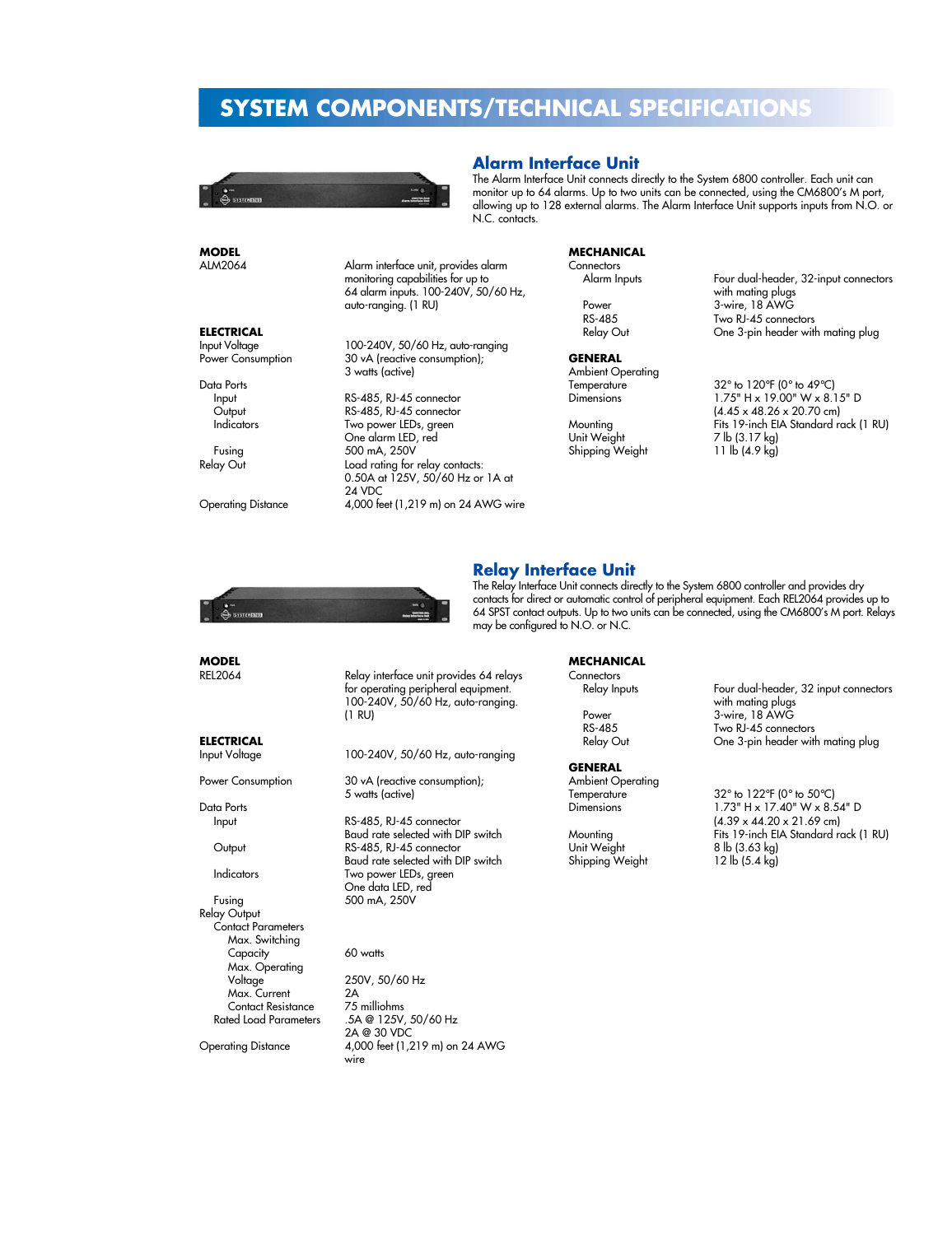# SYSTEM COMPONENTS/TECHNICAL SPECIFICATIONS

## Alarm Interface Unit

The Alarm Interface Unit connects directly to the System 6800 controller. Each unit can monitor up to 64 alarms. Up to two units can be connected, using the CM6800's M port, allowing up to 128 external alarms. The Alarm Interface Unit supports inputs from N.O. or N.C. contacts.

**MODEL**

| | |
|---|---|
| ALM2064 | Alarm interface unit, provides alarm monitoring capabilities for up to 64 alarm inputs. 100-240V, 50/60 Hz, auto-ranging. (1 RU) |

**ELECTRICAL**

| | |
|---|---|
| Input Voltage | 100-240V, 50/60 Hz, auto-ranging |
| Power Consumption | 30 vA (reactive consumption); 3 watts (active) |
| Data Ports | |
| Input | RS-485, RJ-45 connector |
| Output | RS-485, RJ-45 connector |
| Indicators | Two power LEDs, green; One alarm LED, red |
| Fusing | 500 mA, 250V |
| Relay Out | Load rating for relay contacts: 0.50A at 125V, 50/60 Hz or 1A at 24 VDC |
| Operating Distance | 4,000 feet (1,219 m) on 24 AWG wire |

**MECHANICAL**

| | |
|---|---|
| Connectors | |
| Alarm Inputs | Four dual-header, 32-input connectors with mating plugs |
| Power | 3-wire, 18 AWG |
| RS-485 | Two RJ-45 connectors |
| Relay Out | One 3-pin header with mating plug |

**GENERAL**

| | |
|---|---|
| Ambient Operating Temperature | 32° to 120°F (0° to 49°C) |
| Dimensions | 1.75" H x 19.00" W x 8.15" D (4.45 x 48.26 x 20.70 cm) |
| Mounting | Fits 19-inch EIA Standard rack (1 RU) |
| Unit Weight | 7 lb (3.17 kg) |
| Shipping Weight | 11 lb (4.9 kg) |

## Relay Interface Unit

The Relay Interface Unit connects directly to the System 6800 controller and provides dry contacts for direct or automatic control of peripheral equipment. Each REL2064 provides up to 64 SPST contact outputs. Up to two units can be connected, using the CM6800's M port. Relays may be configured to N.O. or N.C.

**MODEL**

| | |
|---|---|
| REL2064 | Relay interface unit provides 64 relays for operating peripheral equipment. 100-240V, 50/60 Hz, auto-ranging. (1 RU) |

**ELECTRICAL**

| | |
|---|---|
| Input Voltage | 100-240V, 50/60 Hz, auto-ranging |
| Power Consumption | 30 vA (reactive consumption); 5 watts (active) |
| Data Ports | |
| Input | RS-485, RJ-45 connector; Baud rate selected with DIP switch |
| Output | RS-485, RJ-45 connector; Baud rate selected with DIP switch |
| Indicators | Two power LEDs, green; One data LED, red |
| Fusing | 500 mA, 250V |
| Relay Output | |
| Contact Parameters | |
| Max. Switching Capacity | 60 watts |
| Max. Operating Voltage | 250V, 50/60 Hz |
| Max. Current | 2A |
| Contact Resistance | 75 milliohms |
| Rated Load Parameters | .5A @ 125V, 50/60 Hz; 2A @ 30 VDC |
| Operating Distance | 4,000 feet (1,219 m) on 24 AWG wire |

**MECHANICAL**

| | |
|---|---|
| Connectors | |
| Relay Inputs | Four dual-header, 32 input connectors with mating plugs |
| Power | 3-wire, 18 AWG |
| RS-485 | Two RJ-45 connectors |
| Relay Out | One 3-pin header with mating plug |

**GENERAL**

| | |
|---|---|
| Ambient Operating Temperature | 32° to 122°F (0° to 50°C) |
| Dimensions | 1.73" H x 17.40" W x 8.54" D (4.39 x 44.20 x 21.69 cm) |
| Mounting | Fits 19-inch EIA Standard rack (1 RU) |
| Unit Weight | 8 lb (3.63 kg) |
| Shipping Weight | 12 lb (5.4 kg) |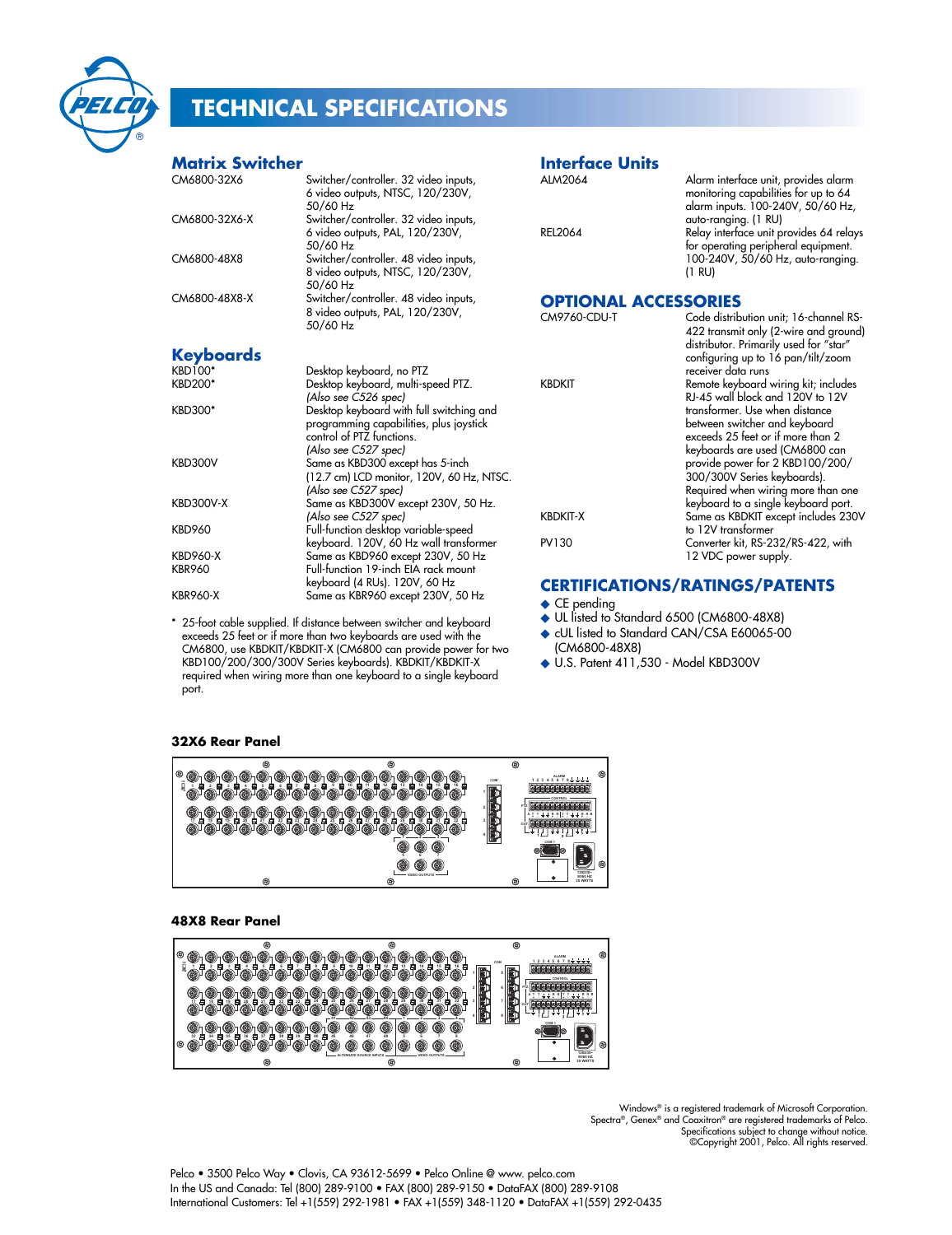# TECHNICAL SPECIFICATIONS

## Matrix Switcher

| | |
|---|---|
| CM6800-32X6 | Switcher/controller. 32 video inputs, 6 video outputs, NTSC, 120/230V, 50/60 Hz |
| CM6800-32X6-X | Switcher/controller. 32 video inputs, 6 video outputs, PAL, 120/230V, 50/60 Hz |
| CM6800-48X8 | Switcher/controller. 48 video inputs, 8 video outputs, NTSC, 120/230V, 50/60 Hz |
| CM6800-48X8-X | Switcher/controller. 48 video inputs, 8 video outputs, PAL, 120/230V, 50/60 Hz |

## Keyboards

| | |
|---|---|
| KBD100* | Desktop keyboard, no PTZ |
| KBD200* | Desktop keyboard, multi-speed PTZ. *(Also see C526 spec)* |
| KBD300* | Desktop keyboard with full switching and programming capabilities, plus joystick control of PTZ functions. *(Also see C527 spec)* |
| KBD300V | Same as KBD300 except has 5-inch (12.7 cm) LCD monitor, 120V, 60 Hz, NTSC. *(Also see C527 spec)* |
| KBD300V-X | Same as KBD300V except 230V, 50 Hz. *(Also see C527 spec)* |
| KBD960 | Full-function desktop variable-speed keyboard. 120V, 60 Hz wall transformer |
| KBD960-X | Same as KBD960 except 230V, 50 Hz |
| KBR960 | Full-function 19-inch EIA rack mount keyboard (4 RUs). 120V, 60 Hz |
| KBR960-X | Same as KBR960 except 230V, 50 Hz |

\* 25-foot cable supplied. If distance between switcher and keyboard exceeds 25 feet or if more than two keyboards are used with the CM6800, use KBDKIT/KBDKIT-X (CM6800 can provide power for two KBD100/200/300/300V Series keyboards). KBDKIT/KBDKIT-X required when wiring more than one keyboard to a single keyboard port.

## Interface Units

| | |
|---|---|
| ALM2064 | Alarm interface unit, provides alarm monitoring capabilities for up to 64 alarm inputs. 100-240V, 50/60 Hz, auto-ranging. (1 RU) |
| REL2064 | Relay interface unit provides 64 relays for operating peripheral equipment. 100-240V, 50/60 Hz, auto-ranging. (1 RU) |

## OPTIONAL ACCESSORIES

| | |
|---|---|
| CM9760-CDU-T | Code distribution unit; 16-channel RS-422 transmit only (2-wire and ground) distributor. Primarily used for "star" configuring up to 16 pan/tilt/zoom receiver data runs |
| KBDKIT | Remote keyboard wiring kit; includes RJ-45 wall block and 120V to 12V transformer. Use when distance between switcher and keyboard exceeds 25 feet or if more than 2 keyboards are used (CM6800 can provide power for 2 KBD100/200/300/300V Series keyboards). Required when wiring more than one keyboard to a single keyboard port. |
| KBDKIT-X | Same as KBDKIT except includes 230V to 12V transformer |
| PV130 | Converter kit, RS-232/RS-422, with 12 VDC power supply. |

## CERTIFICATIONS/RATINGS/PATENTS

- CE pending
- UL listed to Standard 6500 (CM6800-48X8)
- cUL listed to Standard CAN/CSA E60065-00 (CM6800-48X8)
- U.S. Patent 411,530 - Model KBD300V

### 32X6 Rear Panel

### 48X8 Rear Panel

Windows® is a registered trademark of Microsoft Corporation.
Spectra®, Genex® and Coaxitron® are registered trademarks of Pelco.
Specifications subject to change without notice.
©Copyright 2001, Pelco. All rights reserved.

Pelco • 3500 Pelco Way • Clovis, CA 93612-5699 • Pelco Online @ www. pelco.com
In the US and Canada: Tel (800) 289-9100 • FAX (800) 289-9150 • DataFAX (800) 289-9108
International Customers: Tel +1(559) 292-1981 • FAX +1(559) 348-1120 • DataFAX +1(559) 292-0435